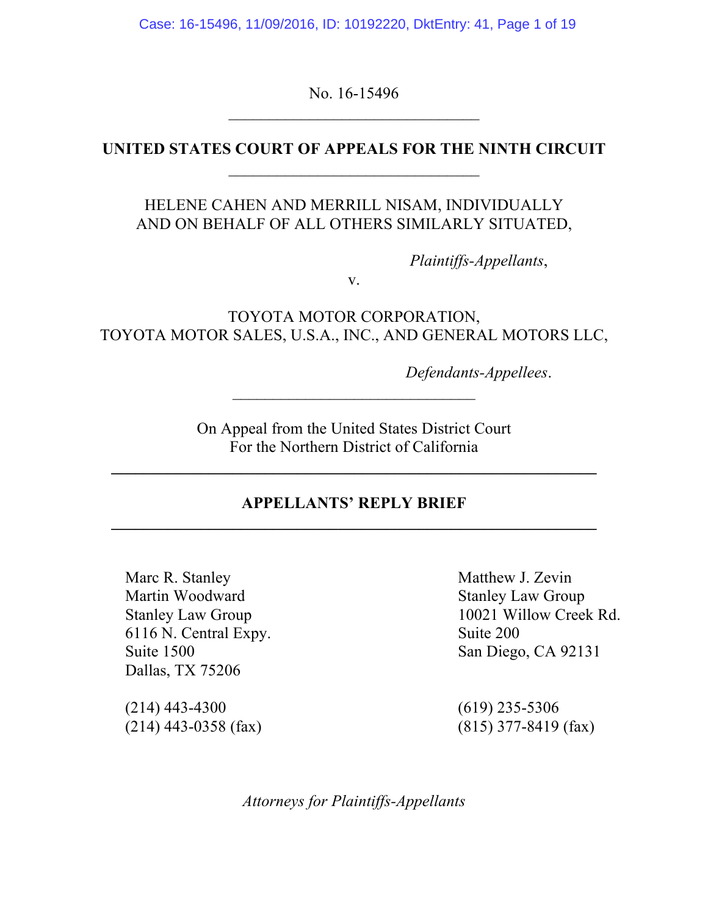No. 16-15496

**UNITED STATES COURT OF APPEALS FOR THE NINTH CIRCUIT**

HELENE CAHEN AND MERRILL NISAM, INDIVIDUALLY AND ON BEHALF OF ALL OTHERS SIMILARLY SITUATED,

*Plaintiffs-Appellants*,

v.

TOYOTA MOTOR CORPORATION,
TOYOTA MOTOR SALES, U.S.A., INC., AND GENERAL MOTORS LLC,

*Defendants-Appellees*.

On Appeal from the United States District Court
For the Northern District of California

---

**APPELLANTS' REPLY BRIEF**

---

Marc R. Stanley
Martin Woodward
Stanley Law Group
6116 N. Central Expy.
Suite 1500
Dallas, TX 75206

(214) 443-4300
(214) 443-0358 (fax)

Matthew J. Zevin
Stanley Law Group
10021 Willow Creek Rd.
Suite 200
San Diego, CA 92131

(619) 235-5306
(815) 377-8419 (fax)

*Attorneys for Plaintiffs-Appellants*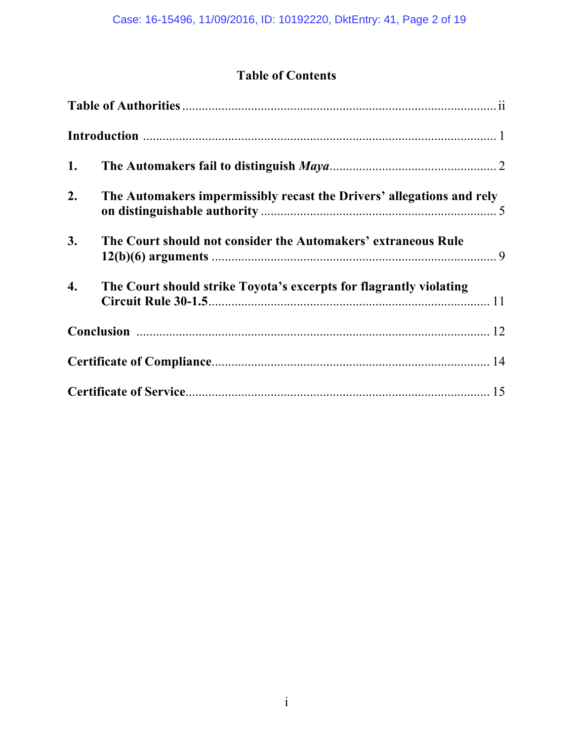# Table of Contents

| | |
|---|---|
| **Table of Authorities** | ii |
| **Introduction** | 1 |
| **1. The Automakers fail to distinguish *Maya*** | 2 |
| **2. The Automakers impermissibly recast the Drivers' allegations and rely on distinguishable authority** | 5 |
| **3. The Court should not consider the Automakers' extraneous Rule 12(b)(6) arguments** | 9 |
| **4. The Court should strike Toyota's excerpts for flagrantly violating Circuit Rule 30-1.5** | 11 |
| **Conclusion** | 12 |
| **Certificate of Compliance** | 14 |
| **Certificate of Service** | 15 |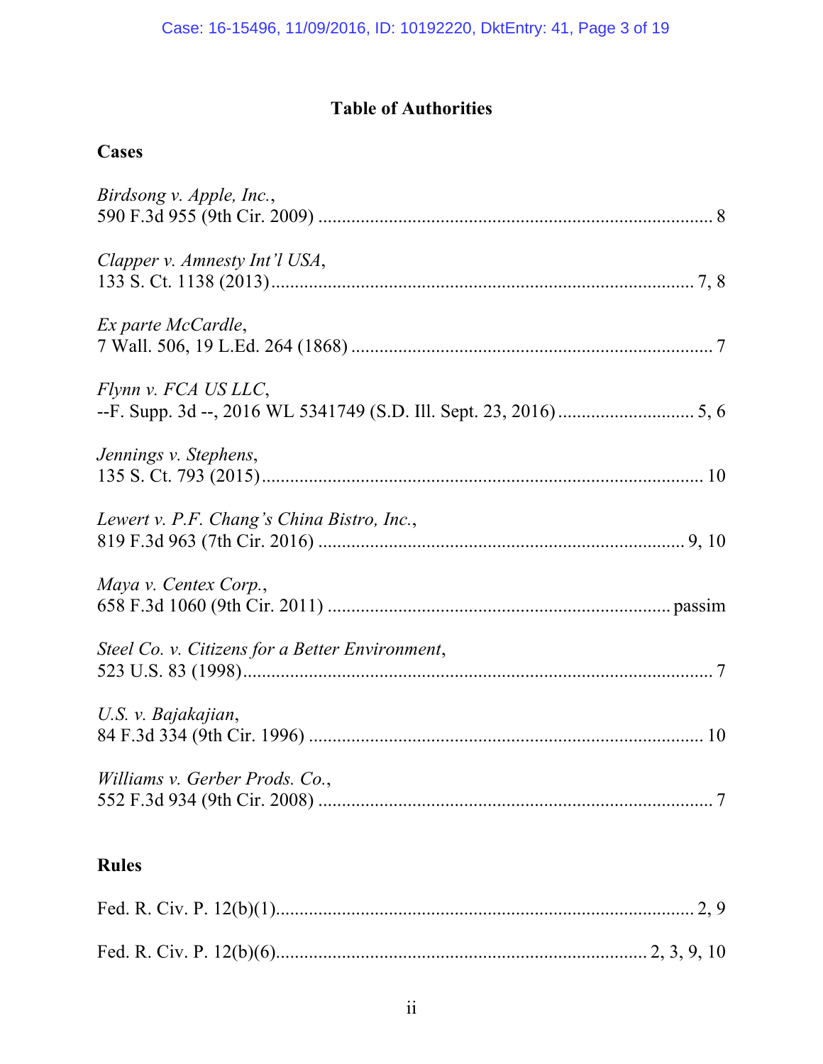# Table of Authorities

## Cases

*Birdsong v. Apple, Inc.*,
590 F.3d 955 (9th Cir. 2009) .................................................................................. 8

*Clapper v. Amnesty Int'l USA*,
133 S. Ct. 1138 (2013)......................................................................................... 7, 8

*Ex parte McCardle*,
7 Wall. 506, 19 L.Ed. 264 (1868) ........................................................................... 7

*Flynn v. FCA US LLC*,
--F. Supp. 3d --, 2016 WL 5341749 (S.D. Ill. Sept. 23, 2016) ............................ 5, 6

*Jennings v. Stephens*,
135 S. Ct. 793 (2015)........................................................................................... 10

*Lewert v. P.F. Chang's China Bistro, Inc.*,
819 F.3d 963 (7th Cir. 2016) ............................................................................ 9, 10

*Maya v. Centex Corp.*,
658 F.3d 1060 (9th Cir. 2011) ...................................................................... passim

*Steel Co. v. Citizens for a Better Environment*,
523 U.S. 83 (1998)................................................................................................. 7

*U.S. v. Bajakajian*,
84 F.3d 334 (9th Cir. 1996) ................................................................................. 10

*Williams v. Gerber Prods. Co.*,
552 F.3d 934 (9th Cir. 2008) .................................................................................. 7

## Rules

Fed. R. Civ. P. 12(b)(1)...................................................................................... 2, 9

Fed. R. Civ. P. 12(b)(6)........................................................................... 2, 3, 9, 10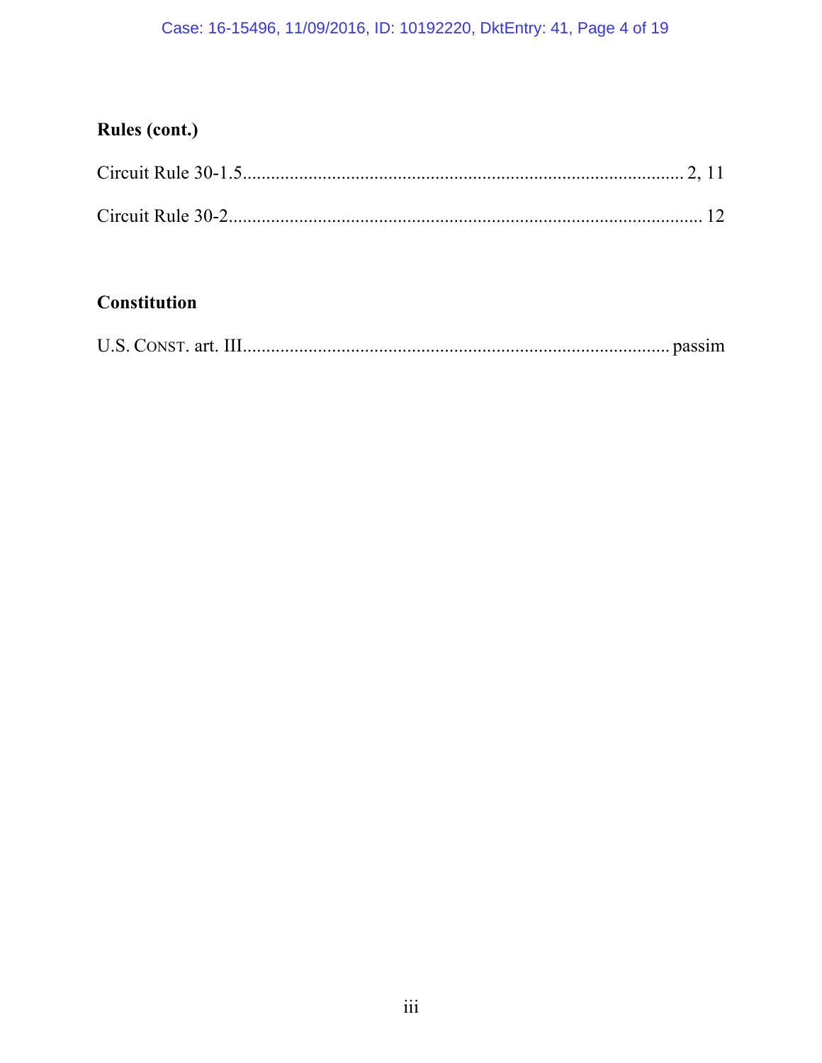**Rules (cont.)**

Circuit Rule 30-1.5 .......................................................................................... 2, 11

Circuit Rule 30-2 ................................................................................................ 12

**Constitution**

U.S. CONST. art. III ........................................................................................ passim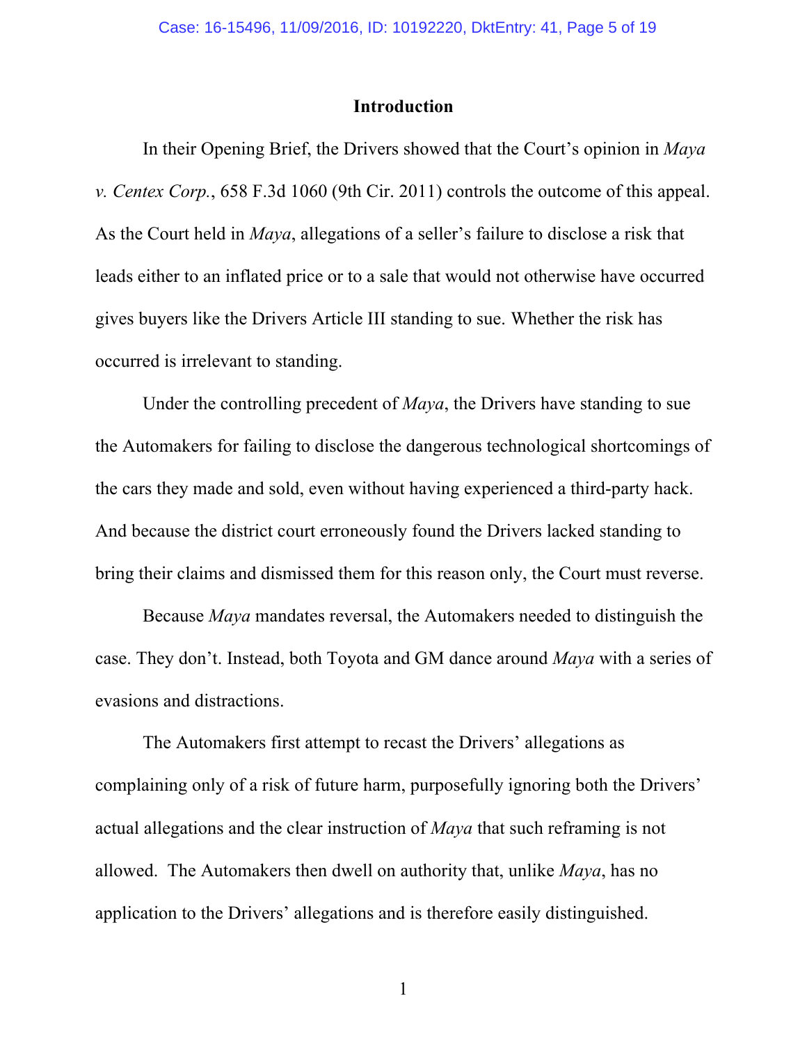## Introduction

In their Opening Brief, the Drivers showed that the Court's opinion in *Maya v. Centex Corp.*, 658 F.3d 1060 (9th Cir. 2011) controls the outcome of this appeal. As the Court held in *Maya*, allegations of a seller's failure to disclose a risk that leads either to an inflated price or to a sale that would not otherwise have occurred gives buyers like the Drivers Article III standing to sue. Whether the risk has occurred is irrelevant to standing.

Under the controlling precedent of *Maya*, the Drivers have standing to sue the Automakers for failing to disclose the dangerous technological shortcomings of the cars they made and sold, even without having experienced a third-party hack. And because the district court erroneously found the Drivers lacked standing to bring their claims and dismissed them for this reason only, the Court must reverse.

Because *Maya* mandates reversal, the Automakers needed to distinguish the case. They don't. Instead, both Toyota and GM dance around *Maya* with a series of evasions and distractions.

The Automakers first attempt to recast the Drivers' allegations as complaining only of a risk of future harm, purposefully ignoring both the Drivers' actual allegations and the clear instruction of *Maya* that such reframing is not allowed. The Automakers then dwell on authority that, unlike *Maya*, has no application to the Drivers' allegations and is therefore easily distinguished.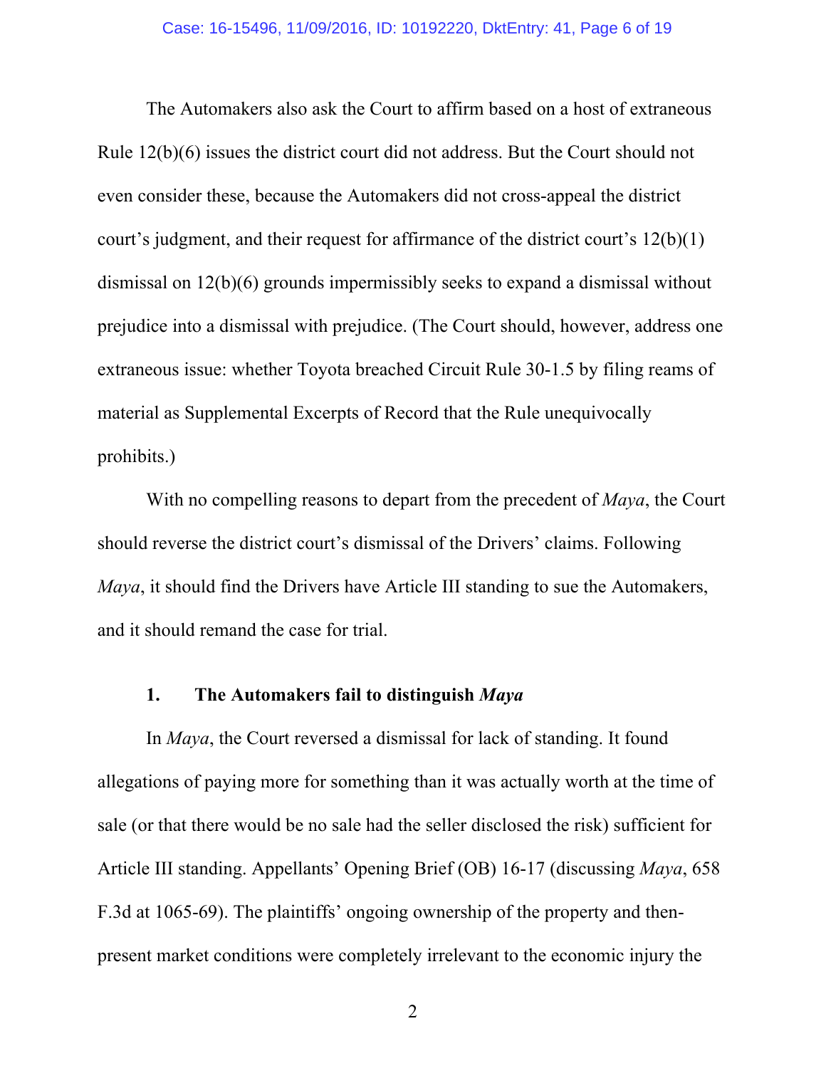The Automakers also ask the Court to affirm based on a host of extraneous Rule 12(b)(6) issues the district court did not address. But the Court should not even consider these, because the Automakers did not cross-appeal the district court's judgment, and their request for affirmance of the district court's 12(b)(1) dismissal on 12(b)(6) grounds impermissibly seeks to expand a dismissal without prejudice into a dismissal with prejudice. (The Court should, however, address one extraneous issue: whether Toyota breached Circuit Rule 30-1.5 by filing reams of material as Supplemental Excerpts of Record that the Rule unequivocally prohibits.)

With no compelling reasons to depart from the precedent of *Maya*, the Court should reverse the district court's dismissal of the Drivers' claims. Following *Maya*, it should find the Drivers have Article III standing to sue the Automakers, and it should remand the case for trial.

### 1. The Automakers fail to distinguish *Maya*

In *Maya*, the Court reversed a dismissal for lack of standing. It found allegations of paying more for something than it was actually worth at the time of sale (or that there would be no sale had the seller disclosed the risk) sufficient for Article III standing. Appellants' Opening Brief (OB) 16-17 (discussing *Maya*, 658 F.3d at 1065-69). The plaintiffs' ongoing ownership of the property and then-present market conditions were completely irrelevant to the economic injury the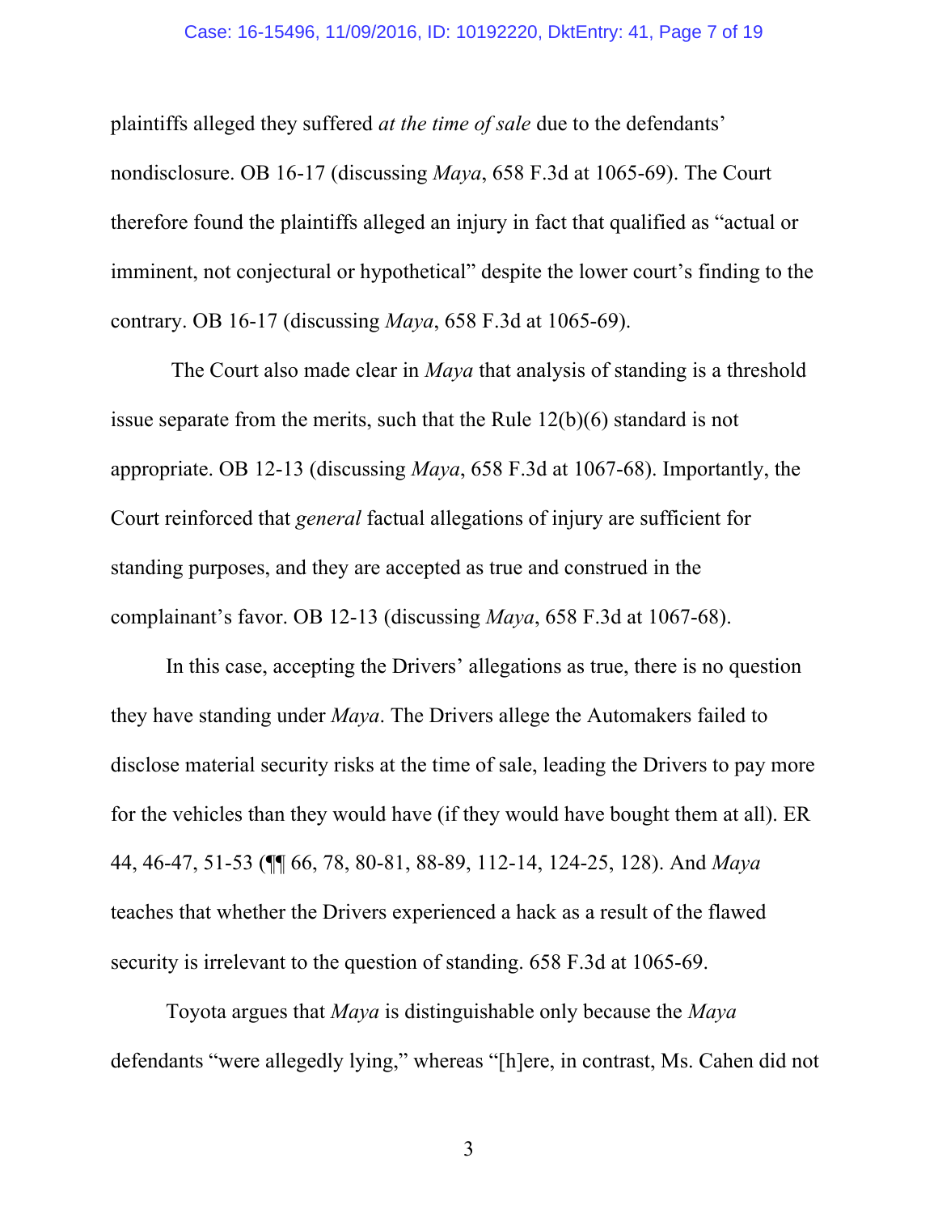plaintiffs alleged they suffered *at the time of sale* due to the defendants' nondisclosure. OB 16-17 (discussing *Maya*, 658 F.3d at 1065-69). The Court therefore found the plaintiffs alleged an injury in fact that qualified as "actual or imminent, not conjectural or hypothetical" despite the lower court's finding to the contrary. OB 16-17 (discussing *Maya*, 658 F.3d at 1065-69).

The Court also made clear in *Maya* that analysis of standing is a threshold issue separate from the merits, such that the Rule 12(b)(6) standard is not appropriate. OB 12-13 (discussing *Maya*, 658 F.3d at 1067-68). Importantly, the Court reinforced that *general* factual allegations of injury are sufficient for standing purposes, and they are accepted as true and construed in the complainant's favor. OB 12-13 (discussing *Maya*, 658 F.3d at 1067-68).

In this case, accepting the Drivers' allegations as true, there is no question they have standing under *Maya*. The Drivers allege the Automakers failed to disclose material security risks at the time of sale, leading the Drivers to pay more for the vehicles than they would have (if they would have bought them at all). ER 44, 46-47, 51-53 (¶¶ 66, 78, 80-81, 88-89, 112-14, 124-25, 128). And *Maya* teaches that whether the Drivers experienced a hack as a result of the flawed security is irrelevant to the question of standing. 658 F.3d at 1065-69.

Toyota argues that *Maya* is distinguishable only because the *Maya* defendants "were allegedly lying," whereas "[h]ere, in contrast, Ms. Cahen did not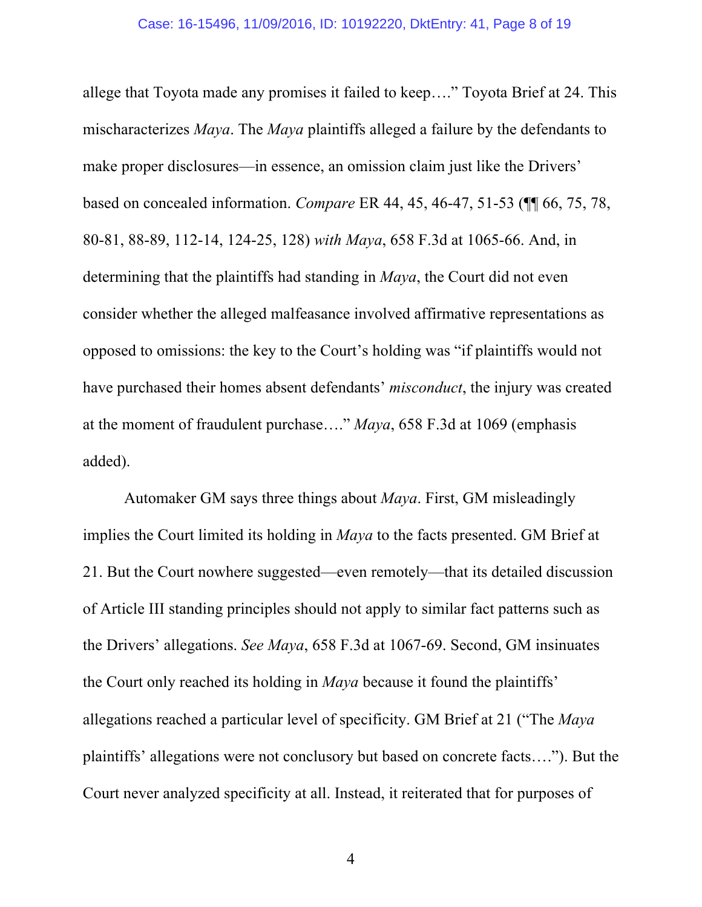allege that Toyota made any promises it failed to keep…." Toyota Brief at 24. This mischaracterizes *Maya*. The *Maya* plaintiffs alleged a failure by the defendants to make proper disclosures—in essence, an omission claim just like the Drivers' based on concealed information. *Compare* ER 44, 45, 46-47, 51-53 (¶¶ 66, 75, 78, 80-81, 88-89, 112-14, 124-25, 128) *with Maya*, 658 F.3d at 1065-66. And, in determining that the plaintiffs had standing in *Maya*, the Court did not even consider whether the alleged malfeasance involved affirmative representations as opposed to omissions: the key to the Court's holding was "if plaintiffs would not have purchased their homes absent defendants' *misconduct*, the injury was created at the moment of fraudulent purchase…." *Maya*, 658 F.3d at 1069 (emphasis added).

Automaker GM says three things about *Maya*. First, GM misleadingly implies the Court limited its holding in *Maya* to the facts presented. GM Brief at 21. But the Court nowhere suggested—even remotely—that its detailed discussion of Article III standing principles should not apply to similar fact patterns such as the Drivers' allegations. *See Maya*, 658 F.3d at 1067-69. Second, GM insinuates the Court only reached its holding in *Maya* because it found the plaintiffs' allegations reached a particular level of specificity. GM Brief at 21 ("The *Maya* plaintiffs' allegations were not conclusory but based on concrete facts…."). But the Court never analyzed specificity at all. Instead, it reiterated that for purposes of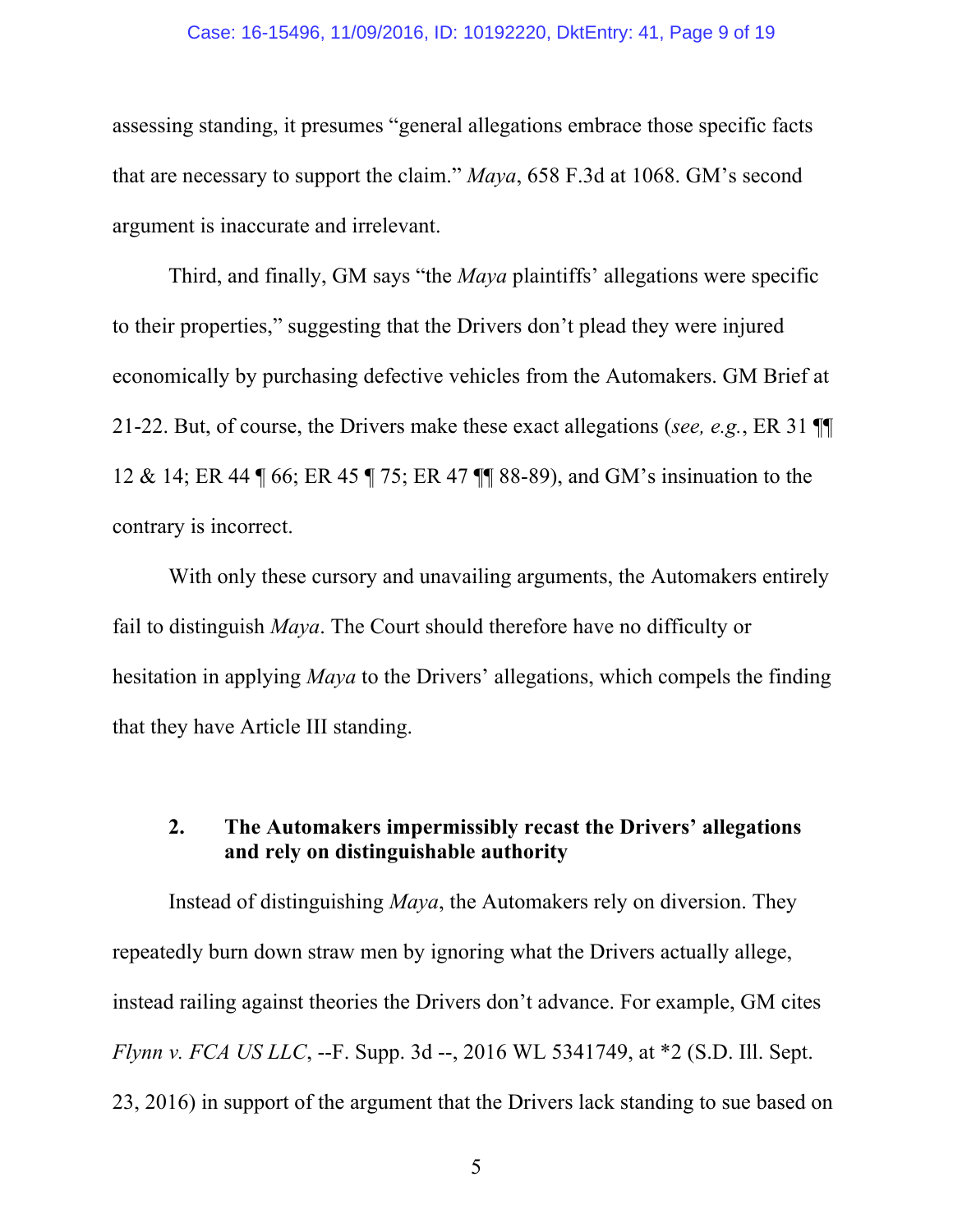assessing standing, it presumes "general allegations embrace those specific facts that are necessary to support the claim." *Maya*, 658 F.3d at 1068. GM's second argument is inaccurate and irrelevant.

Third, and finally, GM says "the *Maya* plaintiffs' allegations were specific to their properties," suggesting that the Drivers don't plead they were injured economically by purchasing defective vehicles from the Automakers. GM Brief at 21-22. But, of course, the Drivers make these exact allegations (*see, e.g.*, ER 31 ¶¶ 12 & 14; ER 44 ¶ 66; ER 45 ¶ 75; ER 47 ¶¶ 88-89), and GM's insinuation to the contrary is incorrect.

With only these cursory and unavailing arguments, the Automakers entirely fail to distinguish *Maya*. The Court should therefore have no difficulty or hesitation in applying *Maya* to the Drivers' allegations, which compels the finding that they have Article III standing.

### 2. The Automakers impermissibly recast the Drivers' allegations and rely on distinguishable authority

Instead of distinguishing *Maya*, the Automakers rely on diversion. They repeatedly burn down straw men by ignoring what the Drivers actually allege, instead railing against theories the Drivers don't advance. For example, GM cites *Flynn v. FCA US LLC*, --F. Supp. 3d --, 2016 WL 5341749, at *2 (S.D. Ill. Sept. 23, 2016) in support of the argument that the Drivers lack standing to sue based on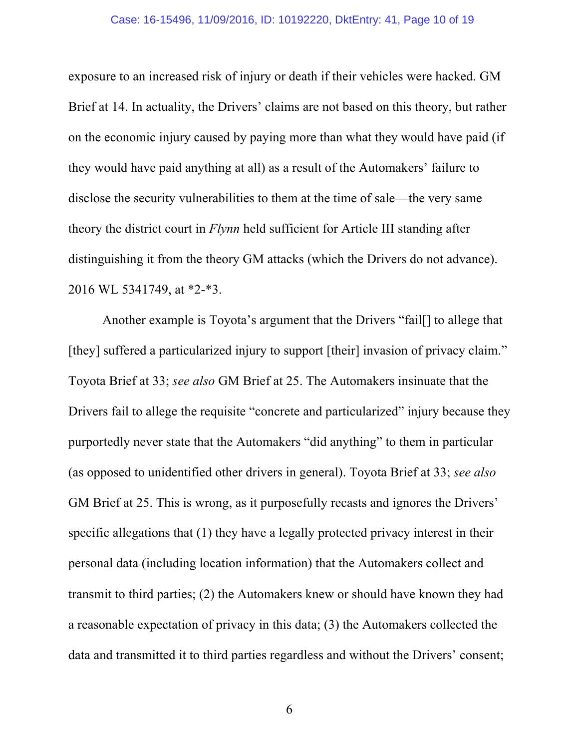exposure to an increased risk of injury or death if their vehicles were hacked. GM Brief at 14. In actuality, the Drivers' claims are not based on this theory, but rather on the economic injury caused by paying more than what they would have paid (if they would have paid anything at all) as a result of the Automakers' failure to disclose the security vulnerabilities to them at the time of sale—the very same theory the district court in *Flynn* held sufficient for Article III standing after distinguishing it from the theory GM attacks (which the Drivers do not advance). 2016 WL 5341749, at *2-*3.

Another example is Toyota's argument that the Drivers "fail[] to allege that [they] suffered a particularized injury to support [their] invasion of privacy claim." Toyota Brief at 33; *see also* GM Brief at 25. The Automakers insinuate that the Drivers fail to allege the requisite "concrete and particularized" injury because they purportedly never state that the Automakers "did anything" to them in particular (as opposed to unidentified other drivers in general). Toyota Brief at 33; *see also* GM Brief at 25. This is wrong, as it purposefully recasts and ignores the Drivers' specific allegations that (1) they have a legally protected privacy interest in their personal data (including location information) that the Automakers collect and transmit to third parties; (2) the Automakers knew or should have known they had a reasonable expectation of privacy in this data; (3) the Automakers collected the data and transmitted it to third parties regardless and without the Drivers' consent;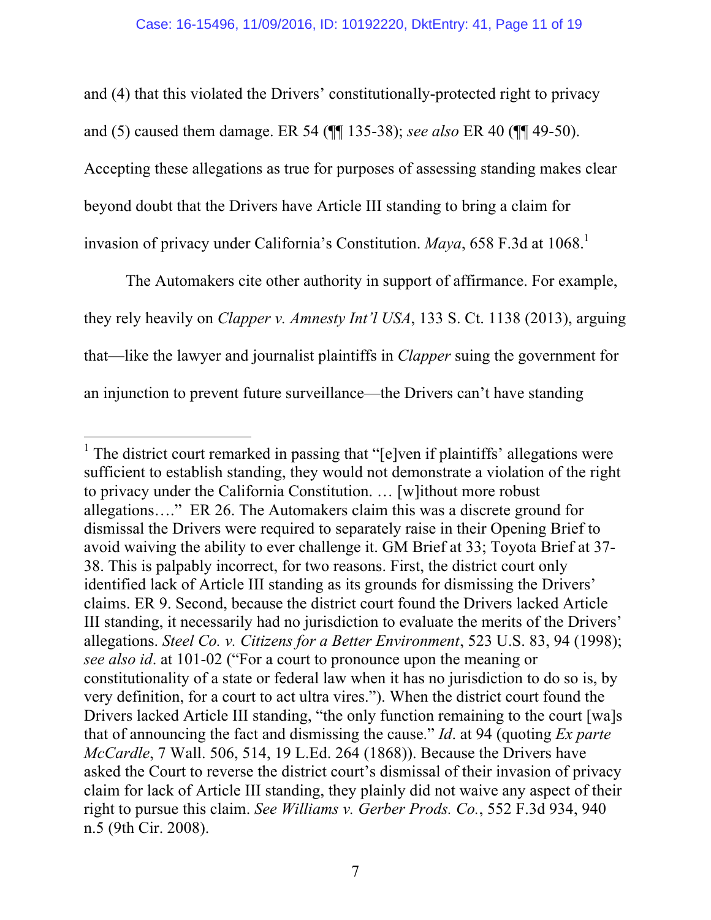and (4) that this violated the Drivers' constitutionally-protected right to privacy and (5) caused them damage. ER 54 (¶¶ 135-38); *see also* ER 40 (¶¶ 49-50). Accepting these allegations as true for purposes of assessing standing makes clear beyond doubt that the Drivers have Article III standing to bring a claim for invasion of privacy under California's Constitution. *Maya*, 658 F.3d at 1068.[1]

The Automakers cite other authority in support of affirmance. For example, they rely heavily on *Clapper v. Amnesty Int'l USA*, 133 S. Ct. 1138 (2013), arguing that—like the lawyer and journalist plaintiffs in *Clapper* suing the government for an injunction to prevent future surveillance—the Drivers can't have standing

---

[1] The district court remarked in passing that "[e]ven if plaintiffs' allegations were sufficient to establish standing, they would not demonstrate a violation of the right to privacy under the California Constitution. … [w]ithout more robust allegations…." ER 26. The Automakers claim this was a discrete ground for dismissal the Drivers were required to separately raise in their Opening Brief to avoid waiving the ability to ever challenge it. GM Brief at 33; Toyota Brief at 37-38. This is palpably incorrect, for two reasons. First, the district court only identified lack of Article III standing as its grounds for dismissing the Drivers' claims. ER 9. Second, because the district court found the Drivers lacked Article III standing, it necessarily had no jurisdiction to evaluate the merits of the Drivers' allegations. *Steel Co. v. Citizens for a Better Environment*, 523 U.S. 83, 94 (1998); *see also id*. at 101-02 ("For a court to pronounce upon the meaning or constitutionality of a state or federal law when it has no jurisdiction to do so is, by very definition, for a court to act ultra vires."). When the district court found the Drivers lacked Article III standing, "the only function remaining to the court [wa]s that of announcing the fact and dismissing the cause." *Id*. at 94 (quoting *Ex parte McCardle*, 7 Wall. 506, 514, 19 L.Ed. 264 (1868)). Because the Drivers have asked the Court to reverse the district court's dismissal of their invasion of privacy claim for lack of Article III standing, they plainly did not waive any aspect of their right to pursue this claim. *See Williams v. Gerber Prods. Co.*, 552 F.3d 934, 940 n.5 (9th Cir. 2008).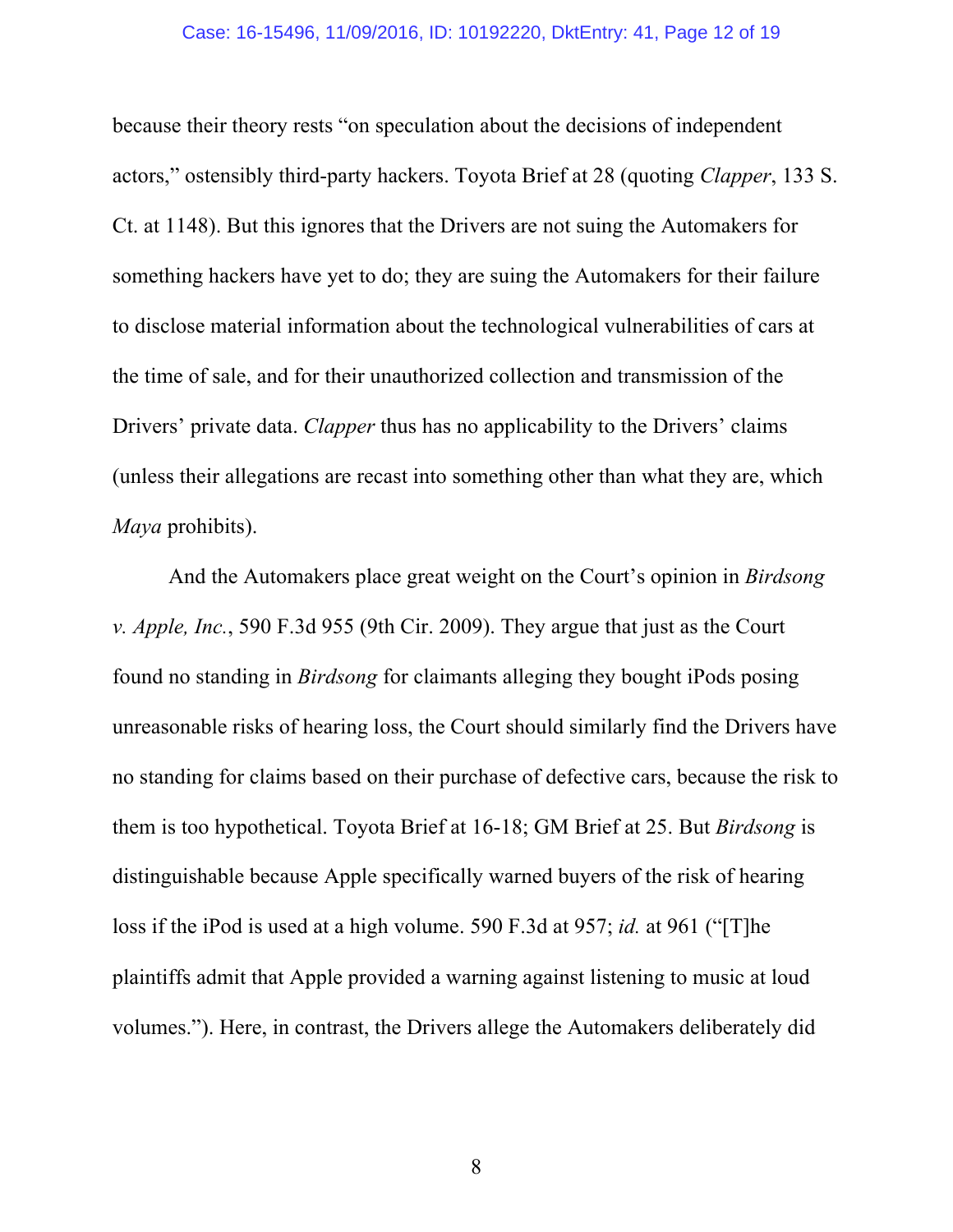because their theory rests "on speculation about the decisions of independent actors," ostensibly third-party hackers. Toyota Brief at 28 (quoting *Clapper*, 133 S. Ct. at 1148). But this ignores that the Drivers are not suing the Automakers for something hackers have yet to do; they are suing the Automakers for their failure to disclose material information about the technological vulnerabilities of cars at the time of sale, and for their unauthorized collection and transmission of the Drivers' private data. *Clapper* thus has no applicability to the Drivers' claims (unless their allegations are recast into something other than what they are, which *Maya* prohibits).

And the Automakers place great weight on the Court's opinion in *Birdsong v. Apple, Inc.*, 590 F.3d 955 (9th Cir. 2009). They argue that just as the Court found no standing in *Birdsong* for claimants alleging they bought iPods posing unreasonable risks of hearing loss, the Court should similarly find the Drivers have no standing for claims based on their purchase of defective cars, because the risk to them is too hypothetical. Toyota Brief at 16-18; GM Brief at 25. But *Birdsong* is distinguishable because Apple specifically warned buyers of the risk of hearing loss if the iPod is used at a high volume. 590 F.3d at 957; *id.* at 961 ("[T]he plaintiffs admit that Apple provided a warning against listening to music at loud volumes."). Here, in contrast, the Drivers allege the Automakers deliberately did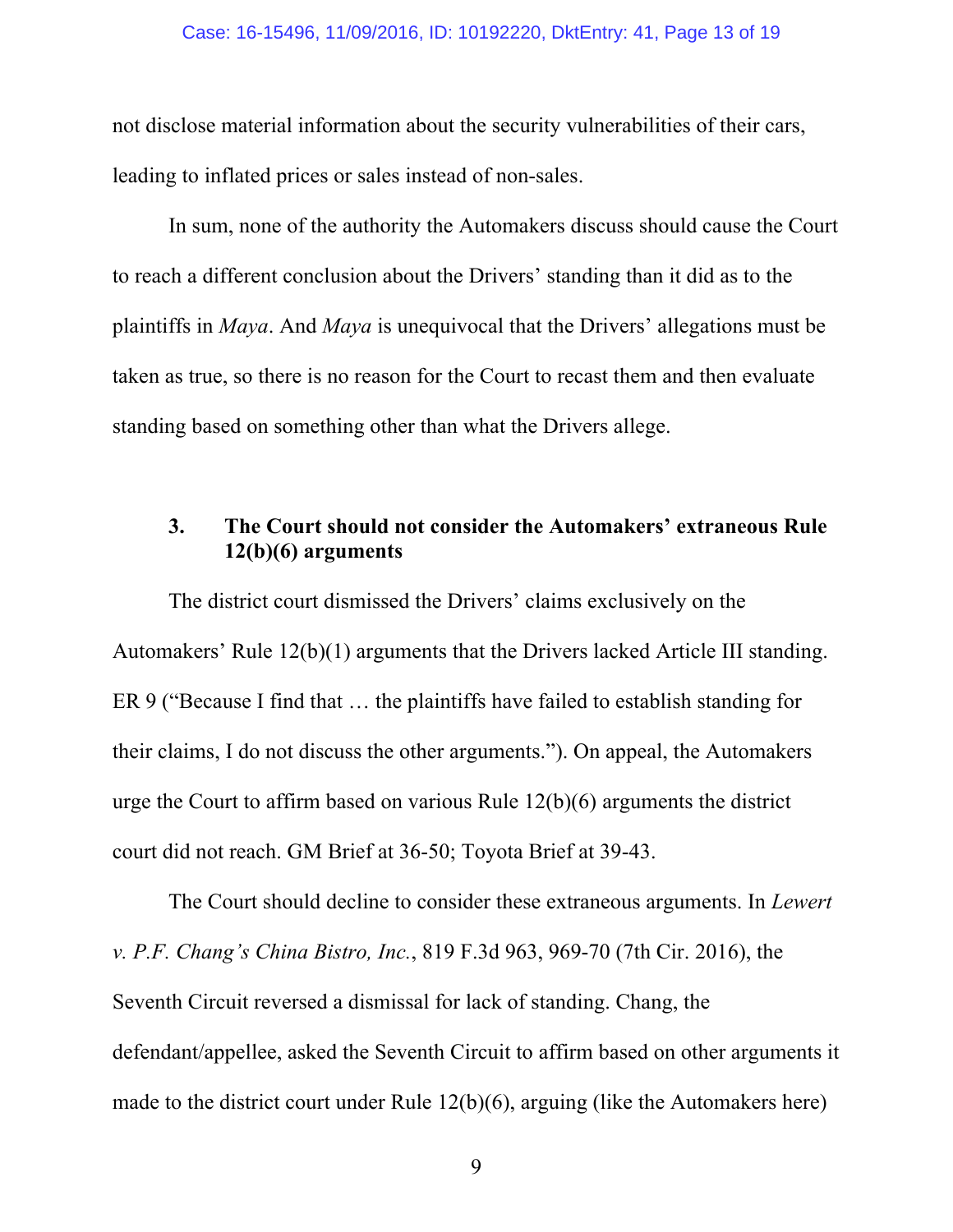not disclose material information about the security vulnerabilities of their cars, leading to inflated prices or sales instead of non-sales.

In sum, none of the authority the Automakers discuss should cause the Court to reach a different conclusion about the Drivers' standing than it did as to the plaintiffs in *Maya*. And *Maya* is unequivocal that the Drivers' allegations must be taken as true, so there is no reason for the Court to recast them and then evaluate standing based on something other than what the Drivers allege.

### 3. The Court should not consider the Automakers' extraneous Rule 12(b)(6) arguments

The district court dismissed the Drivers' claims exclusively on the Automakers' Rule 12(b)(1) arguments that the Drivers lacked Article III standing. ER 9 ("Because I find that … the plaintiffs have failed to establish standing for their claims, I do not discuss the other arguments."). On appeal, the Automakers urge the Court to affirm based on various Rule 12(b)(6) arguments the district court did not reach. GM Brief at 36-50; Toyota Brief at 39-43.

The Court should decline to consider these extraneous arguments. In *Lewert v. P.F. Chang's China Bistro, Inc.*, 819 F.3d 963, 969-70 (7th Cir. 2016), the Seventh Circuit reversed a dismissal for lack of standing. Chang, the defendant/appellee, asked the Seventh Circuit to affirm based on other arguments it made to the district court under Rule 12(b)(6), arguing (like the Automakers here)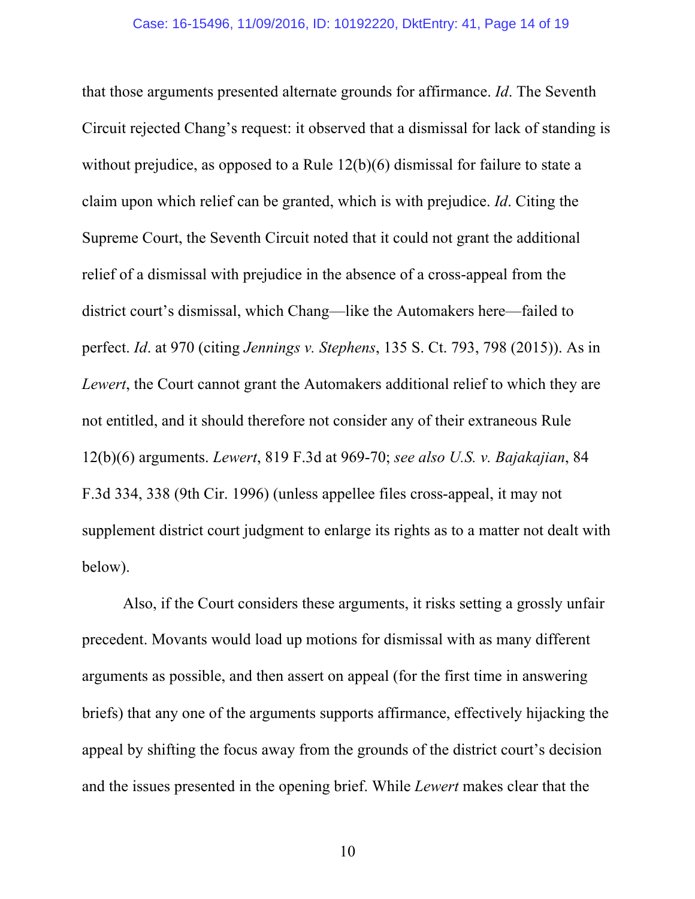that those arguments presented alternate grounds for affirmance. *Id*. The Seventh Circuit rejected Chang's request: it observed that a dismissal for lack of standing is without prejudice, as opposed to a Rule 12(b)(6) dismissal for failure to state a claim upon which relief can be granted, which is with prejudice. *Id*. Citing the Supreme Court, the Seventh Circuit noted that it could not grant the additional relief of a dismissal with prejudice in the absence of a cross-appeal from the district court's dismissal, which Chang—like the Automakers here—failed to perfect. *Id*. at 970 (citing *Jennings v. Stephens*, 135 S. Ct. 793, 798 (2015)). As in *Lewert*, the Court cannot grant the Automakers additional relief to which they are not entitled, and it should therefore not consider any of their extraneous Rule 12(b)(6) arguments. *Lewert*, 819 F.3d at 969-70; *see also U.S. v. Bajakajian*, 84 F.3d 334, 338 (9th Cir. 1996) (unless appellee files cross-appeal, it may not supplement district court judgment to enlarge its rights as to a matter not dealt with below).

Also, if the Court considers these arguments, it risks setting a grossly unfair precedent. Movants would load up motions for dismissal with as many different arguments as possible, and then assert on appeal (for the first time in answering briefs) that any one of the arguments supports affirmance, effectively hijacking the appeal by shifting the focus away from the grounds of the district court's decision and the issues presented in the opening brief. While *Lewert* makes clear that the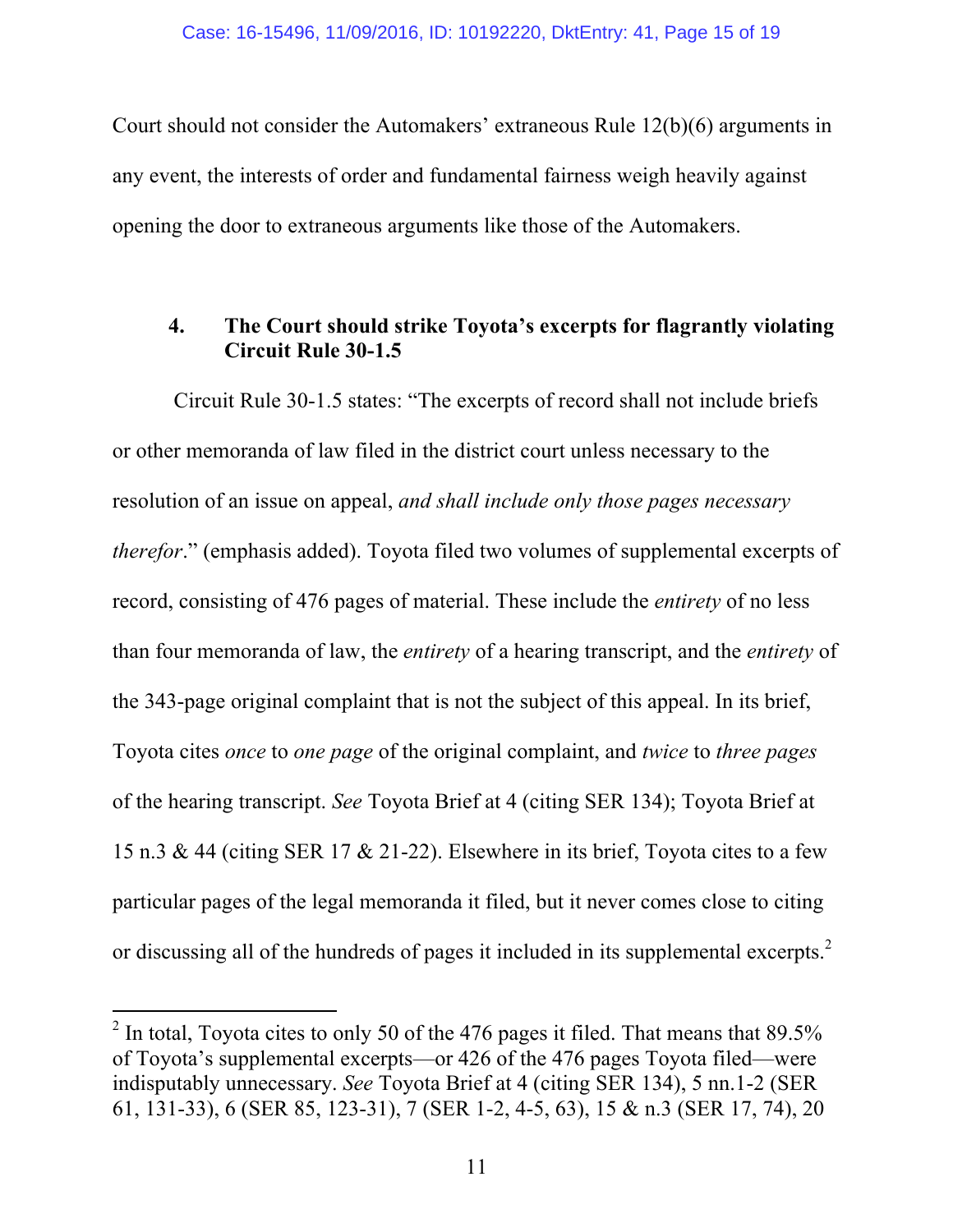Court should not consider the Automakers' extraneous Rule 12(b)(6) arguments in any event, the interests of order and fundamental fairness weigh heavily against opening the door to extraneous arguments like those of the Automakers.

#### 4. The Court should strike Toyota's excerpts for flagrantly violating Circuit Rule 30-1.5

Circuit Rule 30-1.5 states: "The excerpts of record shall not include briefs or other memoranda of law filed in the district court unless necessary to the resolution of an issue on appeal, *and shall include only those pages necessary therefor*." (emphasis added). Toyota filed two volumes of supplemental excerpts of record, consisting of 476 pages of material. These include the *entirety* of no less than four memoranda of law, the *entirety* of a hearing transcript, and the *entirety* of the 343-page original complaint that is not the subject of this appeal. In its brief, Toyota cites *once* to *one page* of the original complaint, and *twice* to *three pages* of the hearing transcript. *See* Toyota Brief at 4 (citing SER 134); Toyota Brief at 15 n.3 & 44 (citing SER 17 & 21-22). Elsewhere in its brief, Toyota cites to a few particular pages of the legal memoranda it filed, but it never comes close to citing or discussing all of the hundreds of pages it included in its supplemental excerpts.[2]

[2] In total, Toyota cites to only 50 of the 476 pages it filed. That means that 89.5% of Toyota's supplemental excerpts—or 426 of the 476 pages Toyota filed—were indisputably unnecessary. *See* Toyota Brief at 4 (citing SER 134), 5 nn.1-2 (SER 61, 131-33), 6 (SER 85, 123-31), 7 (SER 1-2, 4-5, 63), 15 & n.3 (SER 17, 74), 20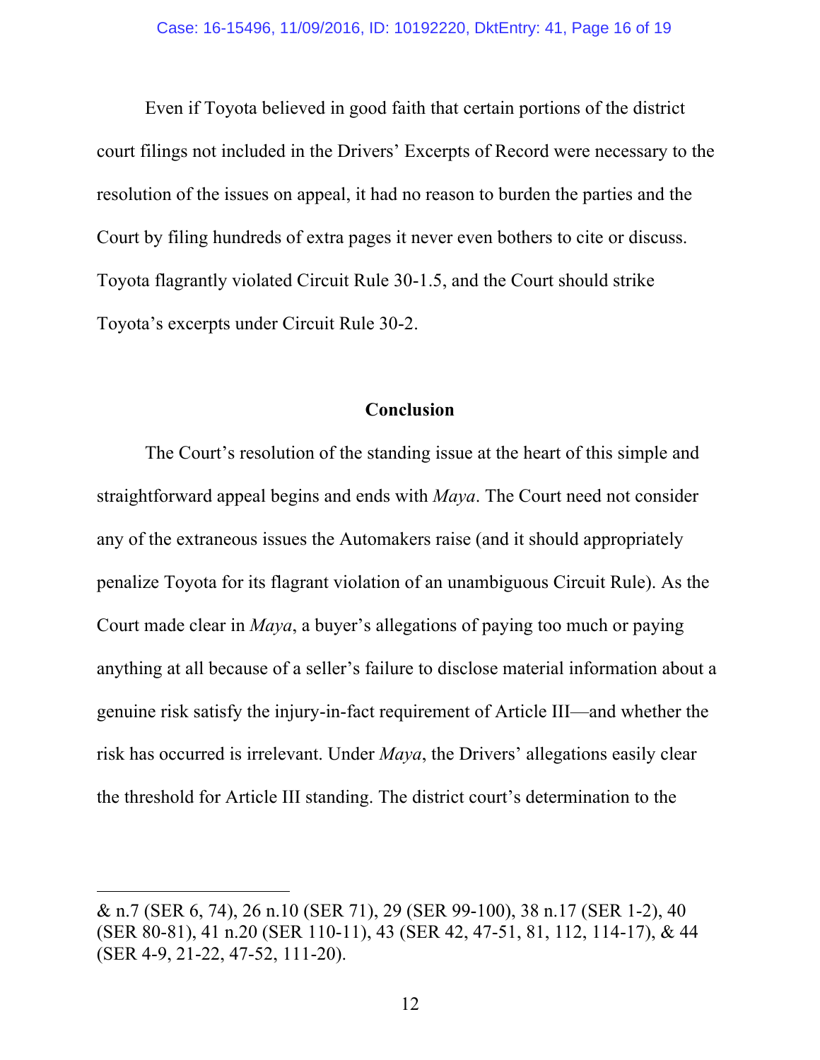Even if Toyota believed in good faith that certain portions of the district court filings not included in the Drivers' Excerpts of Record were necessary to the resolution of the issues on appeal, it had no reason to burden the parties and the Court by filing hundreds of extra pages it never even bothers to cite or discuss. Toyota flagrantly violated Circuit Rule 30-1.5, and the Court should strike Toyota's excerpts under Circuit Rule 30-2.

## Conclusion

The Court's resolution of the standing issue at the heart of this simple and straightforward appeal begins and ends with *Maya*. The Court need not consider any of the extraneous issues the Automakers raise (and it should appropriately penalize Toyota for its flagrant violation of an unambiguous Circuit Rule). As the Court made clear in *Maya*, a buyer's allegations of paying too much or paying anything at all because of a seller's failure to disclose material information about a genuine risk satisfy the injury-in-fact requirement of Article III—and whether the risk has occurred is irrelevant. Under *Maya*, the Drivers' allegations easily clear the threshold for Article III standing. The district court's determination to the

---

& n.7 (SER 6, 74), 26 n.10 (SER 71), 29 (SER 99-100), 38 n.17 (SER 1-2), 40 (SER 80-81), 41 n.20 (SER 110-11), 43 (SER 42, 47-51, 81, 112, 114-17), & 44 (SER 4-9, 21-22, 47-52, 111-20).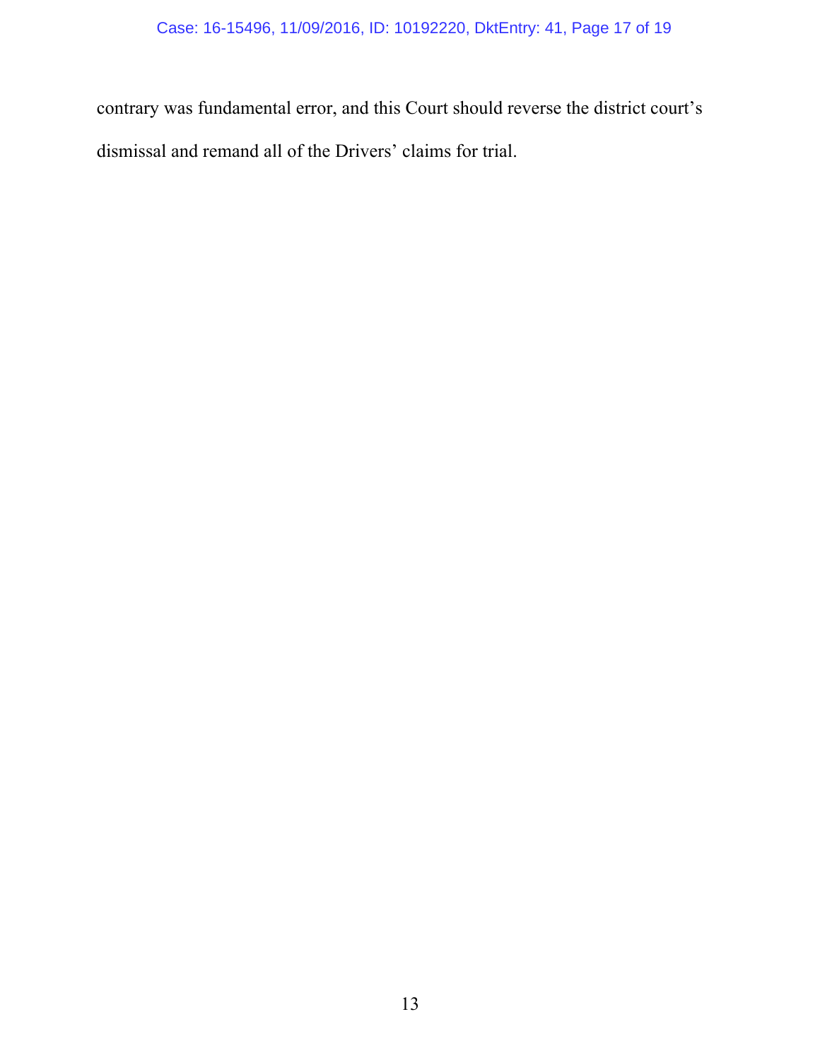contrary was fundamental error, and this Court should reverse the district court's dismissal and remand all of the Drivers' claims for trial.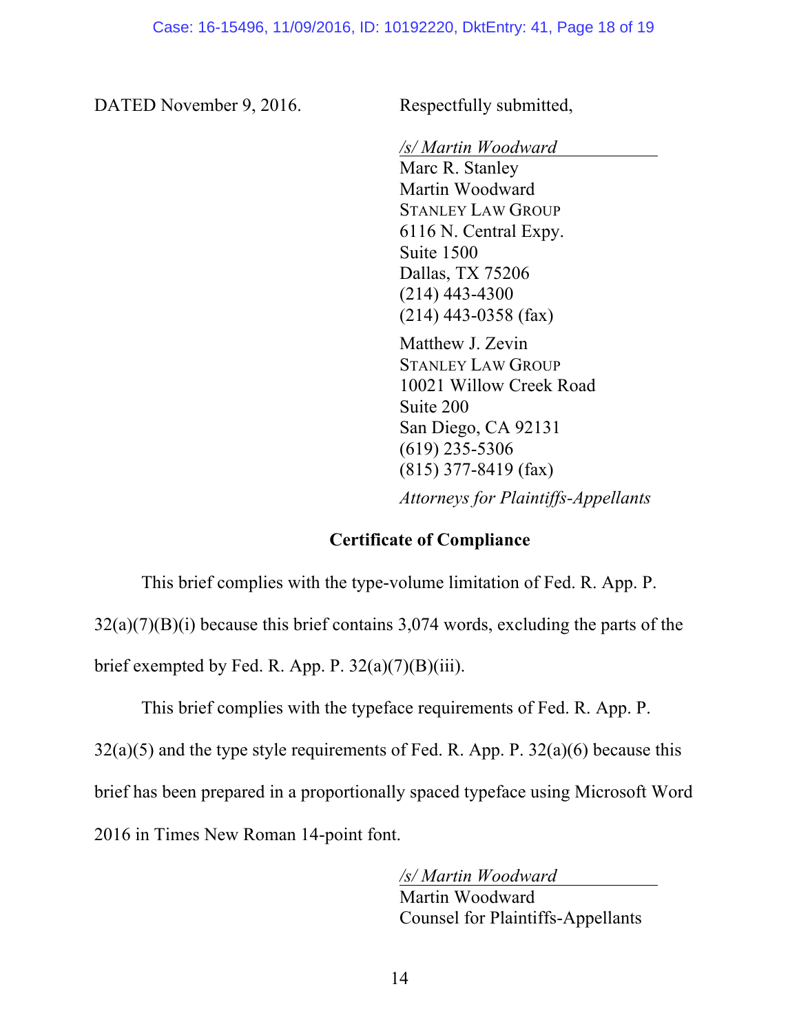DATED November 9, 2016.

Respectfully submitted,

*/s/ Martin Woodward*
Marc R. Stanley
Martin Woodward
STANLEY LAW GROUP
6116 N. Central Expy.
Suite 1500
Dallas, TX 75206
(214) 443-4300
(214) 443-0358 (fax)

Matthew J. Zevin
STANLEY LAW GROUP
10021 Willow Creek Road
Suite 200
San Diego, CA 92131
(619) 235-5306
(815) 377-8419 (fax)

*Attorneys for Plaintiffs-Appellants*

**Certificate of Compliance**

This brief complies with the type-volume limitation of Fed. R. App. P. 32(a)(7)(B)(i) because this brief contains 3,074 words, excluding the parts of the brief exempted by Fed. R. App. P. 32(a)(7)(B)(iii).

This brief complies with the typeface requirements of Fed. R. App. P. 32(a)(5) and the type style requirements of Fed. R. App. P. 32(a)(6) because this brief has been prepared in a proportionally spaced typeface using Microsoft Word 2016 in Times New Roman 14-point font.

*/s/ Martin Woodward*
Martin Woodward
Counsel for Plaintiffs-Appellants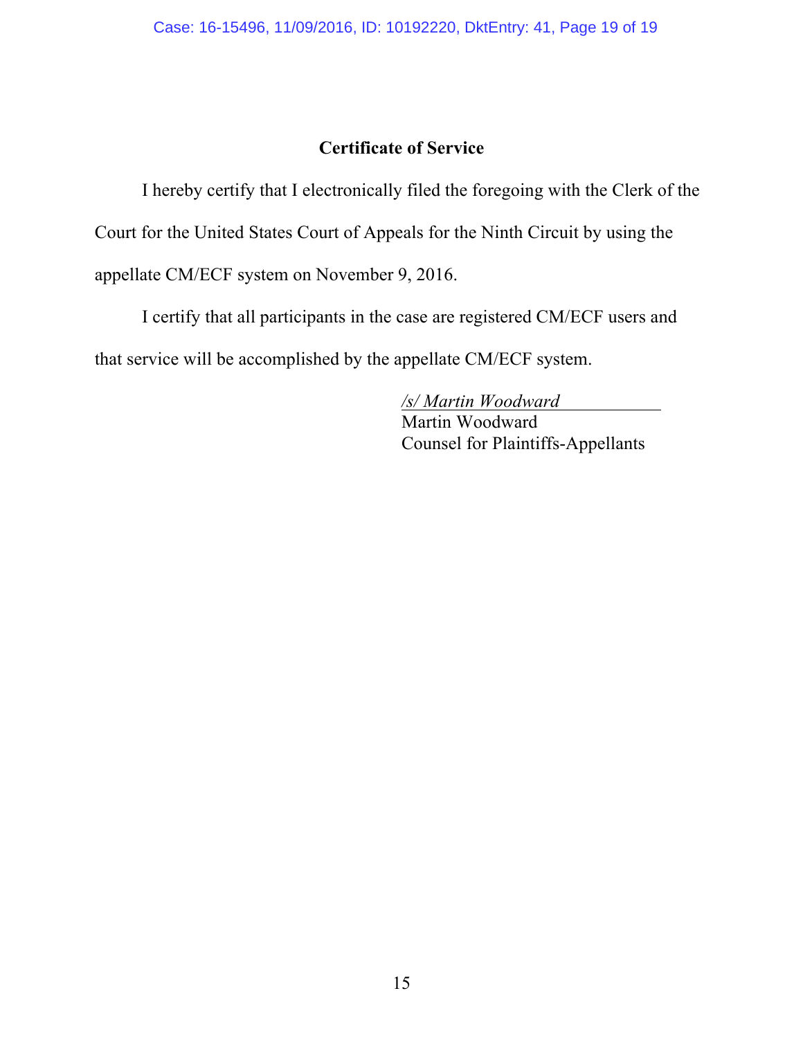## Certificate of Service

I hereby certify that I electronically filed the foregoing with the Clerk of the Court for the United States Court of Appeals for the Ninth Circuit by using the appellate CM/ECF system on November 9, 2016.

I certify that all participants in the case are registered CM/ECF users and that service will be accomplished by the appellate CM/ECF system.

*/s/ Martin Woodward*
Martin Woodward
Counsel for Plaintiffs-Appellants